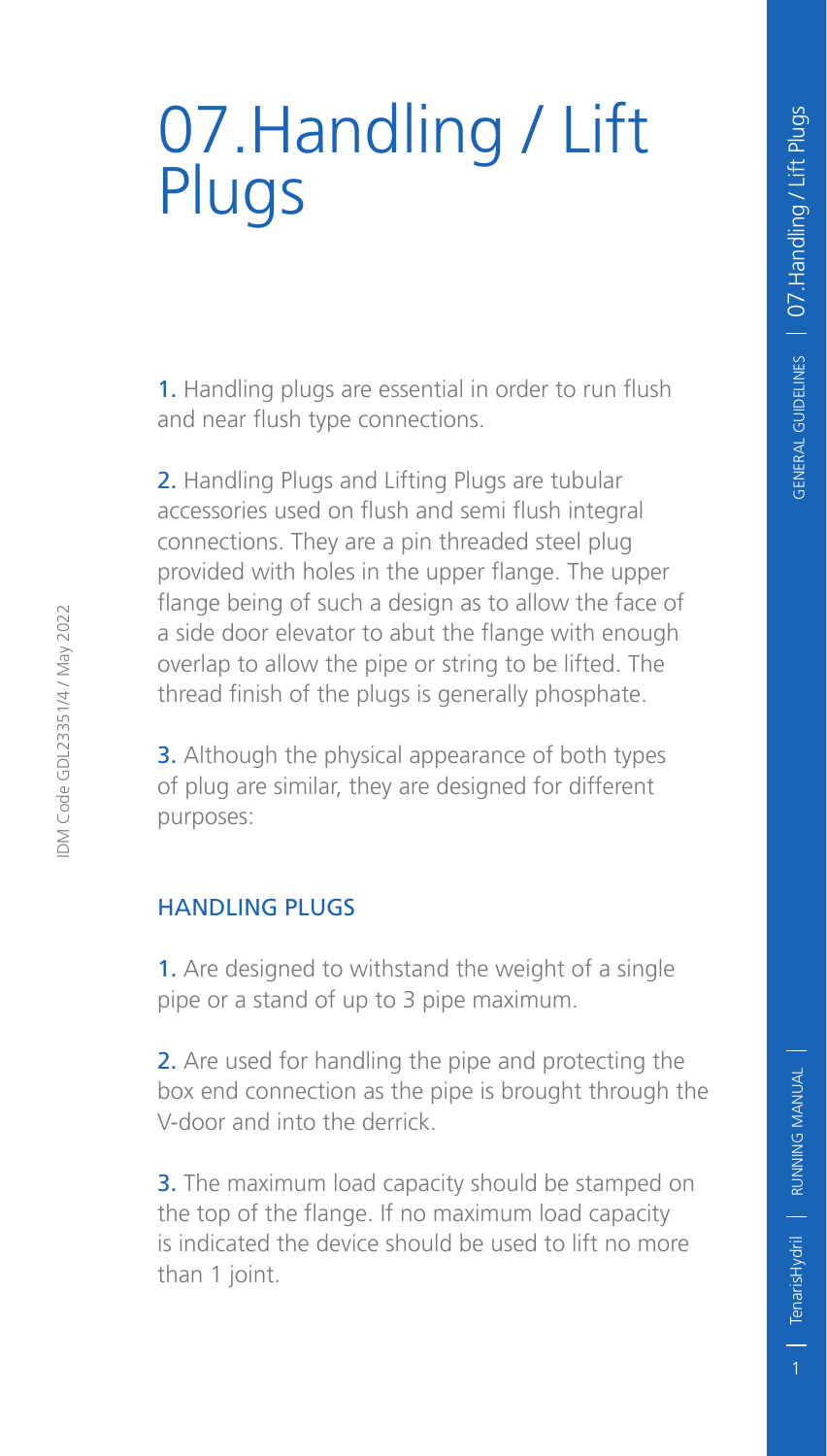# 07.Handling / Lift Plugs

1. Handling plugs are essential in order to run flush and near flush type connections.

2. Handling Plugs and Lifting Plugs are tubular accessories used on flush and semi flush integral connections. They are a pin threaded steel plug provided with holes in the upper flange. The upper flange being of such a design as to allow the face of a side door elevator to abut the flange with enough overlap to allow the pipe or string to be lifted. The thread finish of the plugs is generally phosphate.

3. Although the physical appearance of both types of plug are similar, they are designed for different purposes:

## HANDLING PLUGS

1. Are designed to withstand the weight of a single pipe or a stand of up to 3 pipe maximum.

2. Are used for handling the pipe and protecting the box end connection as the pipe is brought through the V-door and into the derrick.

3. The maximum load capacity should be stamped on the top of the flange. If no maximum load capacity is indicated the device should be used to lift no more than 1 joint.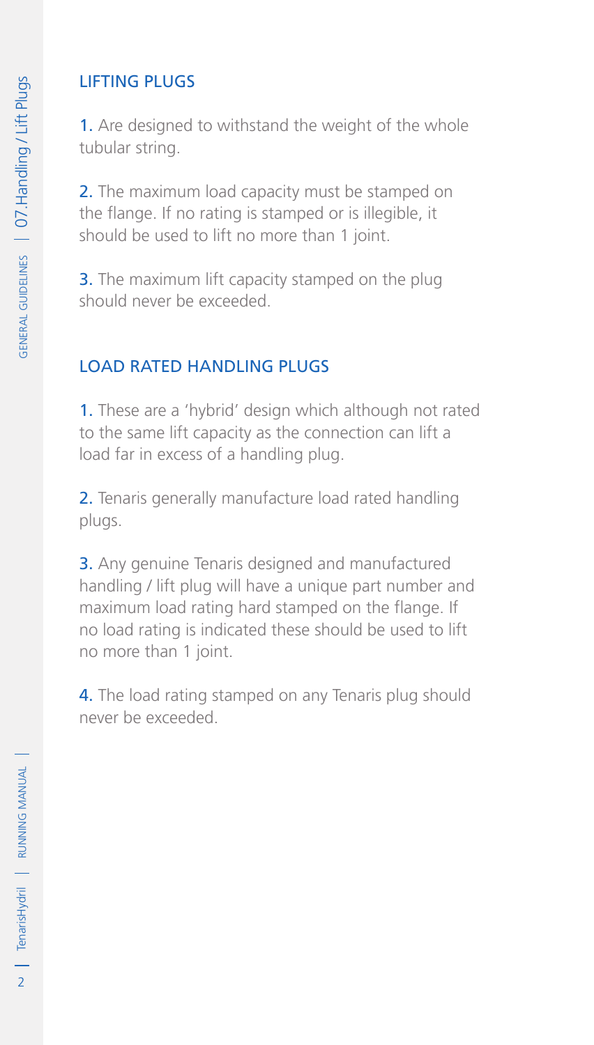## LIFTING PLUGS

1. Are designed to withstand the weight of the whole tubular string.

2. The maximum load capacity must be stamped on the flange. If no rating is stamped or is illegible, it should be used to lift no more than 1 joint.

3. The maximum lift capacity stamped on the plug should never be exceeded.

## LOAD RATED HANDLING PLUGS

1. These are a 'hybrid' design which although not rated to the same lift capacity as the connection can lift a load far in excess of a handling plug.

2. Tenaris generally manufacture load rated handling plugs.

3. Any genuine Tenaris designed and manufactured handling / lift plug will have a unique part number and maximum load rating hard stamped on the flange. If no load rating is indicated these should be used to lift no more than 1 joint.

4. The load rating stamped on any Tenaris plug should never be exceeded.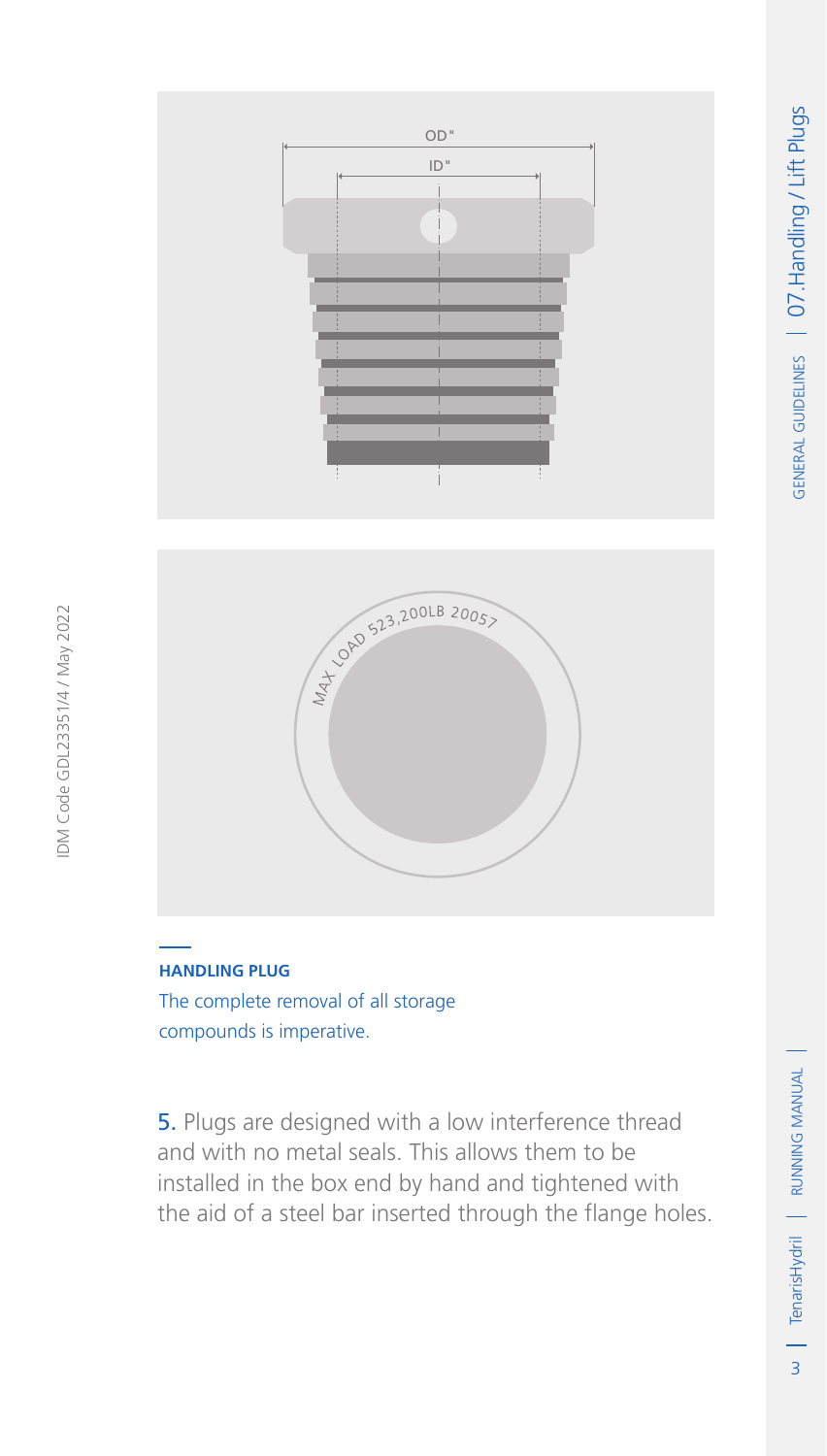**HANDLING PLUG**

The complete removal of all storage compounds is imperative.

5. Plugs are designed with a low interference thread and with no metal seals. This allows them to be installed in the box end by hand and tightened with the aid of a steel bar inserted through the flange holes.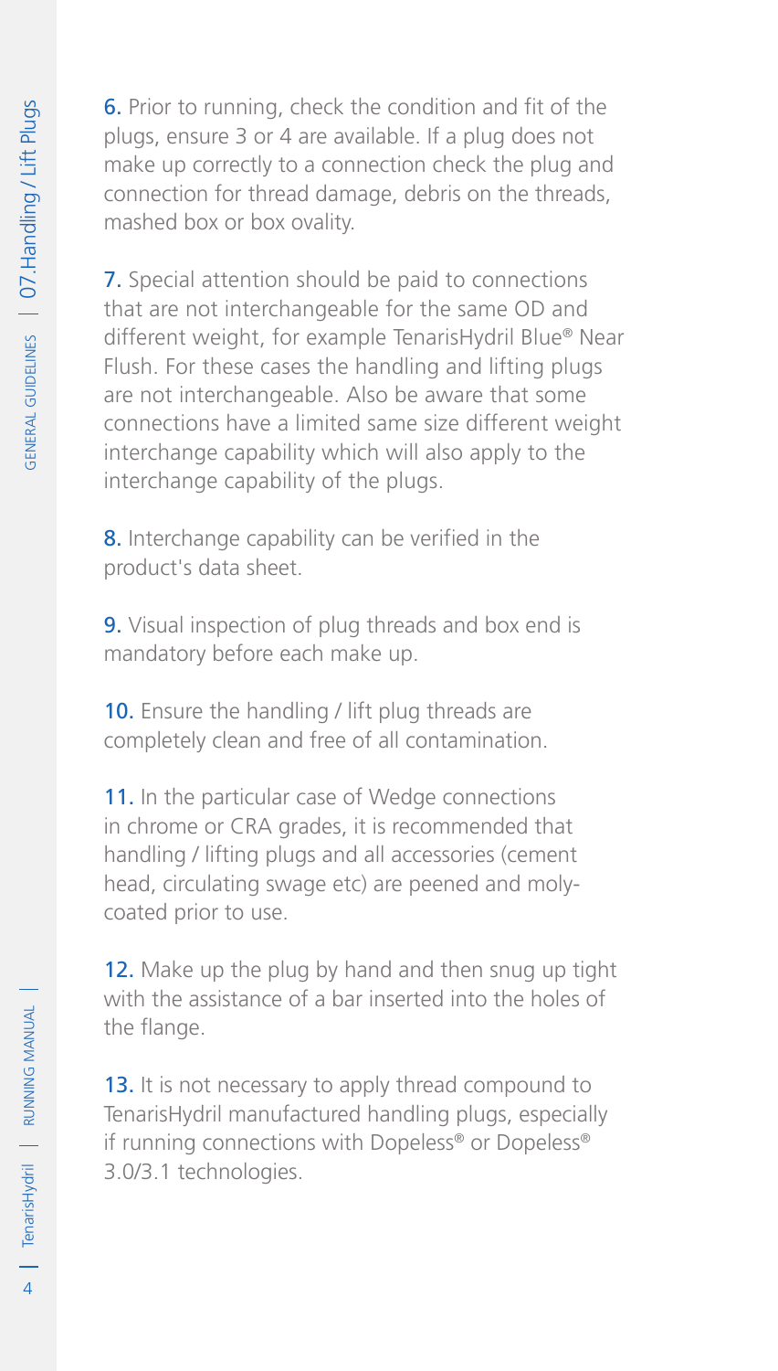6. Prior to running, check the condition and fit of the plugs, ensure 3 or 4 are available. If a plug does not make up correctly to a connection check the plug and connection for thread damage, debris on the threads, mashed box or box ovality.

7. Special attention should be paid to connections that are not interchangeable for the same OD and different weight, for example TenarisHydril Blue® Near Flush. For these cases the handling and lifting plugs are not interchangeable. Also be aware that some connections have a limited same size different weight interchange capability which will also apply to the interchange capability of the plugs.

8. Interchange capability can be verified in the product's data sheet.

9. Visual inspection of plug threads and box end is mandatory before each make up.

10. Ensure the handling / lift plug threads are completely clean and free of all contamination.

11. In the particular case of Wedge connections in chrome or CRA grades, it is recommended that handling / lifting plugs and all accessories (cement head, circulating swage etc) are peened and moly-coated prior to use.

12. Make up the plug by hand and then snug up tight with the assistance of a bar inserted into the holes of the flange.

13. It is not necessary to apply thread compound to TenarisHydril manufactured handling plugs, especially if running connections with Dopeless® or Dopeless® 3.0/3.1 technologies.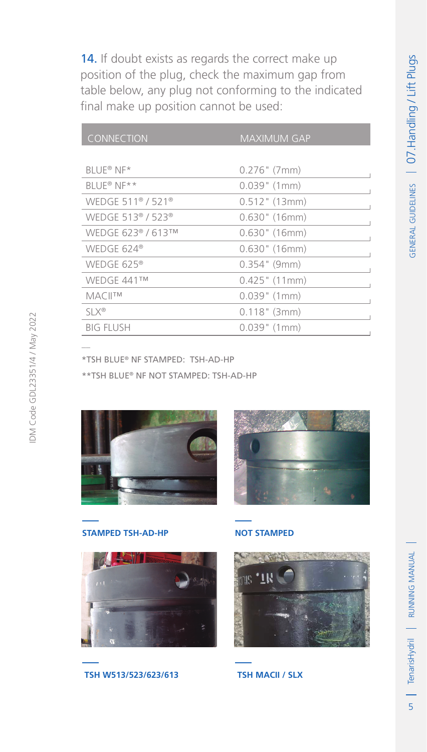**14.** If doubt exists as regards the correct make up position of the plug, check the maximum gap from table below, any plug not conforming to the indicated final make up position cannot be used:

| CONNECTION | MAXIMUM GAP |
|---|---|
| BLUE® NF* | 0.276" (7mm) |
| BLUE® NF** | 0.039" (1mm) |
| WEDGE 511® / 521® | 0.512" (13mm) |
| WEDGE 513® / 523® | 0.630" (16mm) |
| WEDGE 623® / 613™ | 0.630" (16mm) |
| WEDGE 624® | 0.630" (16mm) |
| WEDGE 625® | 0.354" (9mm) |
| WEDGE 441™ | 0.425" (11mm) |
| MACII™ | 0.039" (1mm) |
| SLX® | 0.118" (3mm) |
| BIG FLUSH | 0.039" (1mm) |

*TSH BLUE® NF STAMPED: TSH-AD-HP

**TSH BLUE® NF NOT STAMPED: TSH-AD-HP

**STAMPED TSH-AD-HP**

**NOT STAMPED**

**TSH W513/523/623/613**

**TSH MACII / SLX**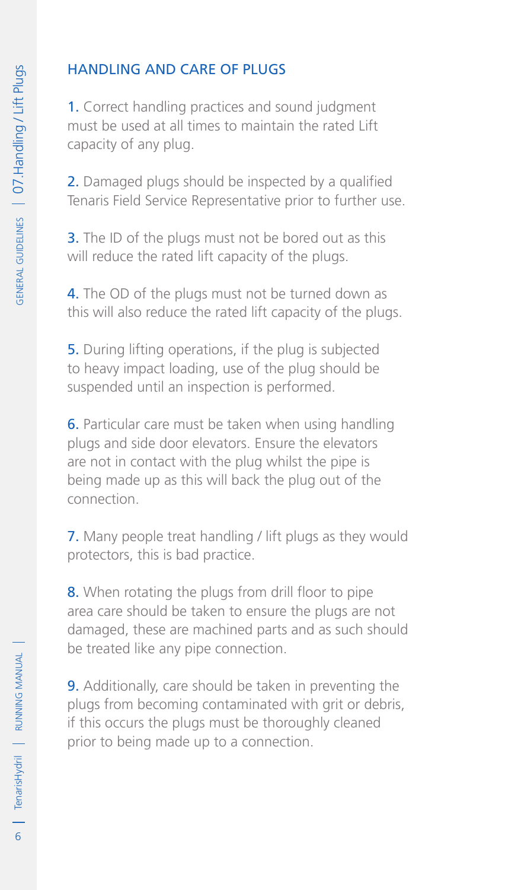## HANDLING AND CARE OF PLUGS

1. Correct handling practices and sound judgment must be used at all times to maintain the rated Lift capacity of any plug.

2. Damaged plugs should be inspected by a qualified Tenaris Field Service Representative prior to further use.

3. The ID of the plugs must not be bored out as this will reduce the rated lift capacity of the plugs.

4. The OD of the plugs must not be turned down as this will also reduce the rated lift capacity of the plugs.

5. During lifting operations, if the plug is subjected to heavy impact loading, use of the plug should be suspended until an inspection is performed.

6. Particular care must be taken when using handling plugs and side door elevators. Ensure the elevators are not in contact with the plug whilst the pipe is being made up as this will back the plug out of the connection.

7. Many people treat handling / lift plugs as they would protectors, this is bad practice.

8. When rotating the plugs from drill floor to pipe area care should be taken to ensure the plugs are not damaged, these are machined parts and as such should be treated like any pipe connection.

9. Additionally, care should be taken in preventing the plugs from becoming contaminated with grit or debris, if this occurs the plugs must be thoroughly cleaned prior to being made up to a connection.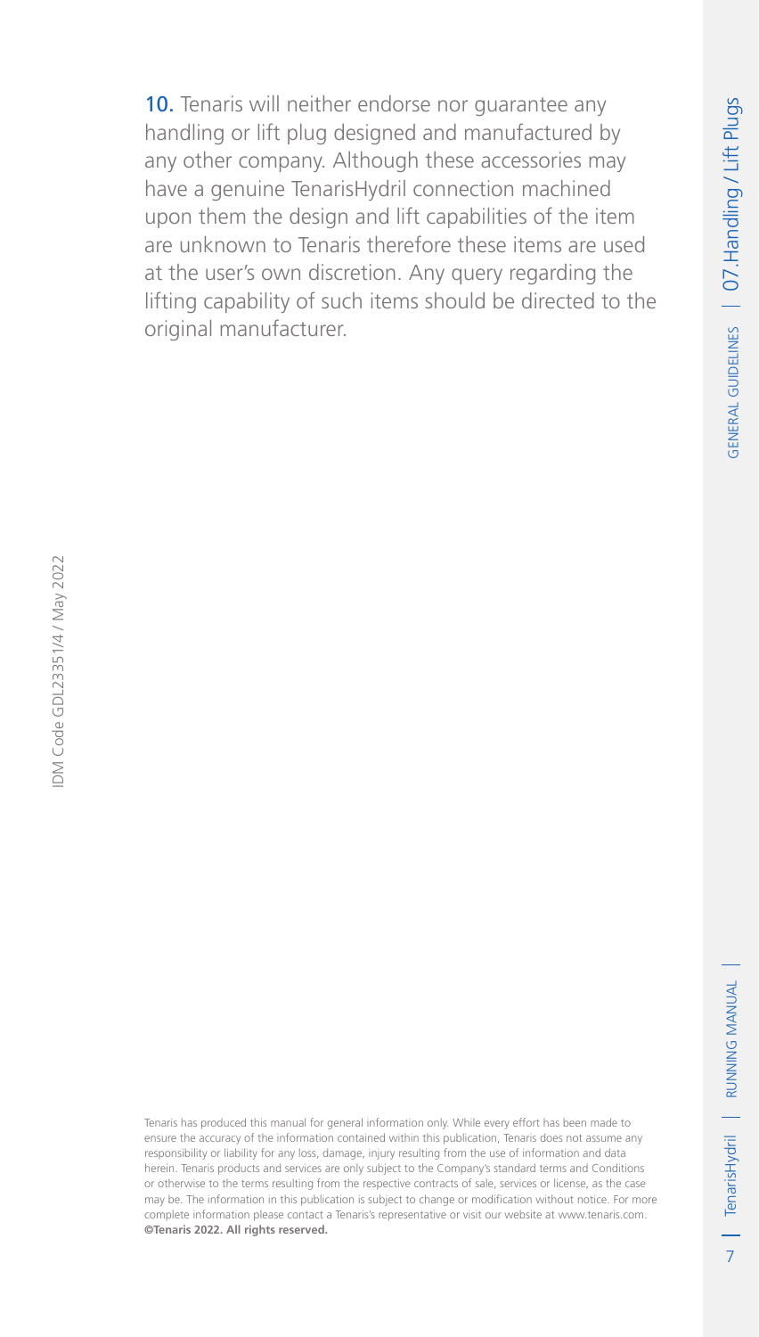10. Tenaris will neither endorse nor guarantee any handling or lift plug designed and manufactured by any other company. Although these accessories may have a genuine TenarisHydril connection machined upon them the design and lift capabilities of the item are unknown to Tenaris therefore these items are used at the user's own discretion. Any query regarding the lifting capability of such items should be directed to the original manufacturer.

IDM Code GDL23351/4 / May 2022

Tenaris has produced this manual for general information only. While every effort has been made to ensure the accuracy of the information contained within this publication, Tenaris does not assume any responsibility or liability for any loss, damage, injury resulting from the use of information and data herein. Tenaris products and services are only subject to the Company's standard terms and Conditions or otherwise to the terms resulting from the respective contracts of sale, services or license, as the case may be. The information in this publication is subject to change or modification without notice. For more complete information please contact a Tenaris's representative or visit our website at www.tenaris.com.
**©Tenaris 2022. All rights reserved.**